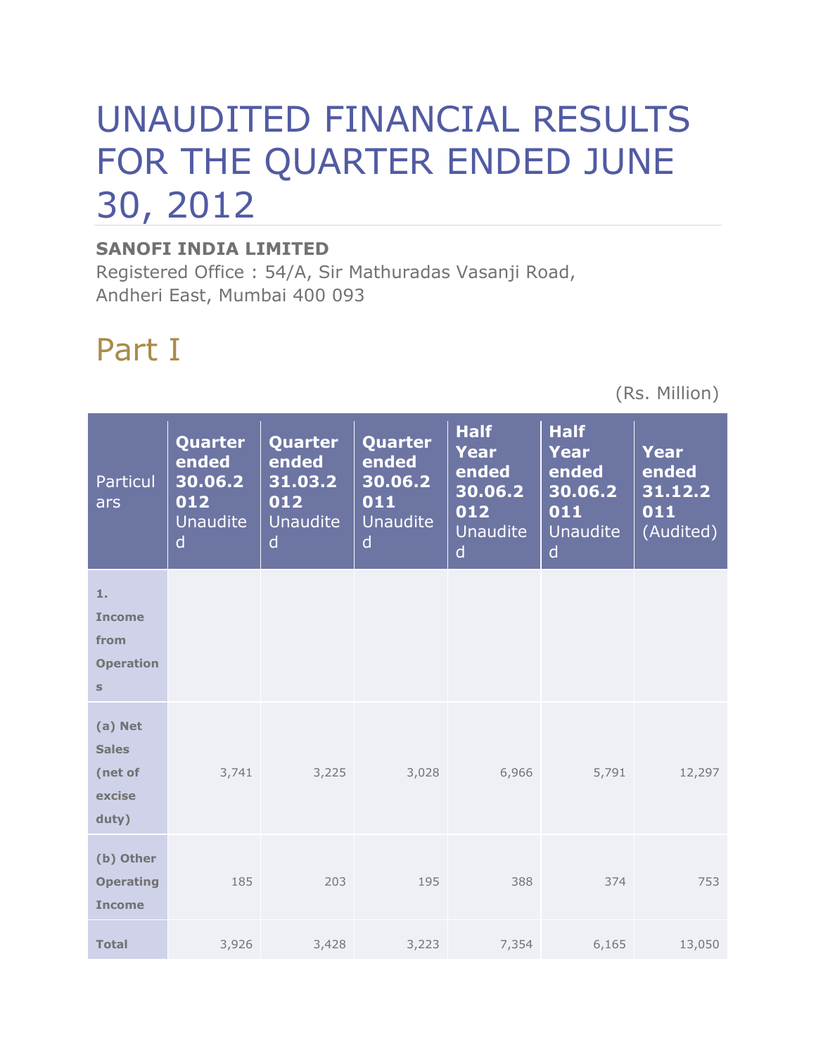# UNAUDITED FINANCIAL RESULTS FOR THE QUARTER ENDED JUNE 30, 2012

**SANOFI INDIA LIMITED**
Registered Office : 54/A, Sir Mathuradas Vasanji Road, Andheri East, Mumbai 400 093

## Part I

(Rs. Million)

| Particulars | **Quarter ended 30.06.2012** Unaudited | **Quarter ended 31.03.2012** Unaudited | **Quarter ended 30.06.2011** Unaudited | **Half Year ended 30.06.2012** Unaudited | **Half Year ended 30.06.2011** Unaudited | **Year ended 31.12.2011** (Audited) |
|---|---|---|---|---|---|---|
| **1. Income from Operations** | | | | | | |
| **(a) Net Sales (net of excise duty)** | 3,741 | 3,225 | 3,028 | 6,966 | 5,791 | 12,297 |
| **(b) Other Operating Income** | 185 | 203 | 195 | 388 | 374 | 753 |
| **Total** | 3,926 | 3,428 | 3,223 | 7,354 | 6,165 | 13,050 |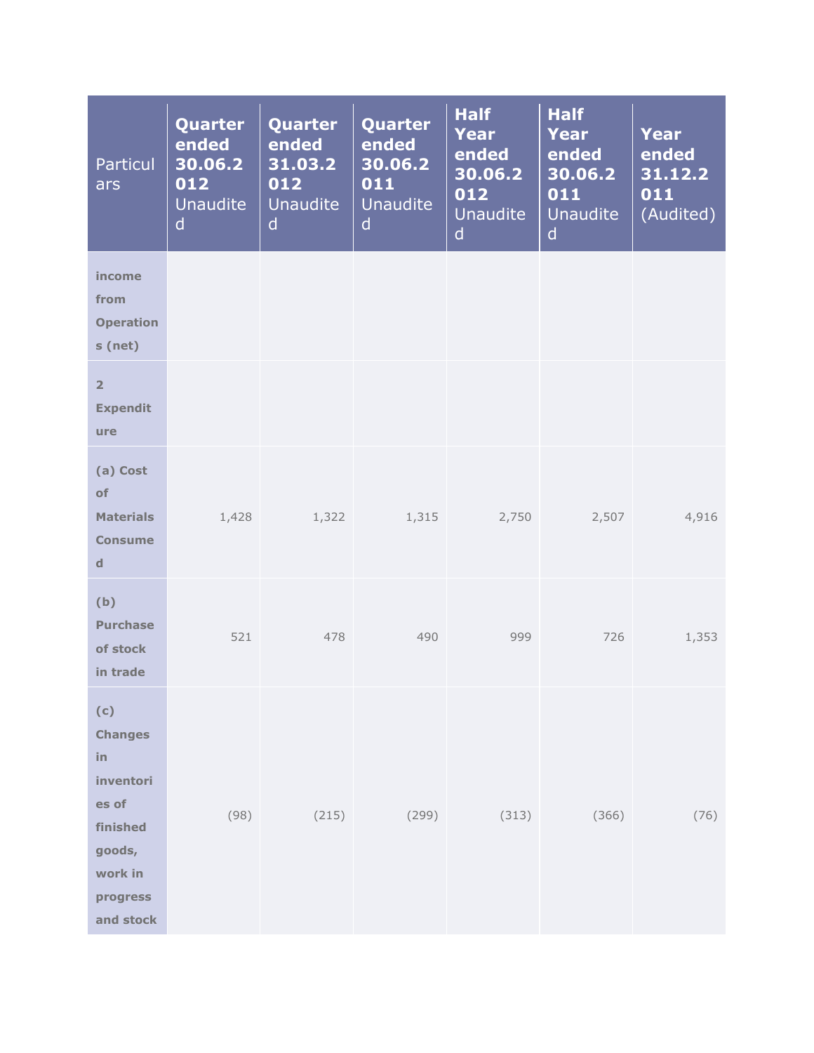| Particulars | Quarter ended 30.06.2012 Unaudited | Quarter ended 31.03.2012 Unaudited | Quarter ended 30.06.2011 Unaudited | Half Year ended 30.06.2012 Unaudited | Half Year ended 30.06.2011 Unaudited | Year ended 31.12.2011 (Audited) |
|---|---|---|---|---|---|---|
| **income from Operations (net)** | | | | | | |
| **2 Expenditure** | | | | | | |
| **(a) Cost of Materials Consumed** | 1,428 | 1,322 | 1,315 | 2,750 | 2,507 | 4,916 |
| **(b) Purchase of stock in trade** | 521 | 478 | 490 | 999 | 726 | 1,353 |
| **(c) Changes in inventories of finished goods, work in progress and stock** | (98) | (215) | (299) | (313) | (366) | (76) |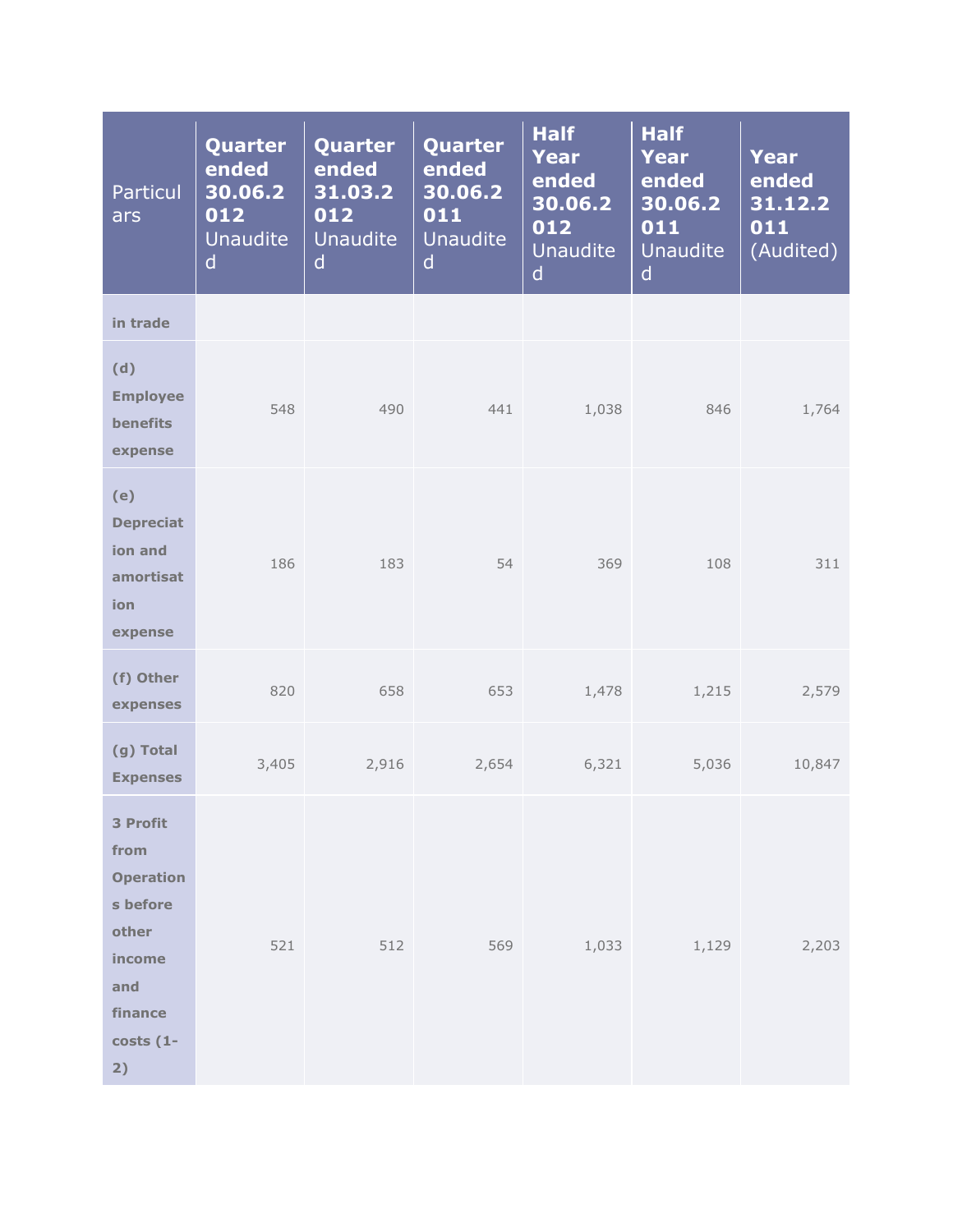| Particulars | Quarter ended 30.06.2012 Unaudited | Quarter ended 31.03.2012 Unaudited | Quarter ended 30.06.2011 Unaudited | Half Year ended 30.06.2012 Unaudited | Half Year ended 30.06.2011 Unaudited | Year ended 31.12.2011 (Audited) |
|---|---|---|---|---|---|---|
| **in trade** | | | | | | |
| **(d) Employee benefits expense** | 548 | 490 | 441 | 1,038 | 846 | 1,764 |
| **(e) Depreciation and amortisation expense** | 186 | 183 | 54 | 369 | 108 | 311 |
| **(f) Other expenses** | 820 | 658 | 653 | 1,478 | 1,215 | 2,579 |
| **(g) Total Expenses** | 3,405 | 2,916 | 2,654 | 6,321 | 5,036 | 10,847 |
| **3 Profit from Operations before other income and finance costs (1-2)** | 521 | 512 | 569 | 1,033 | 1,129 | 2,203 |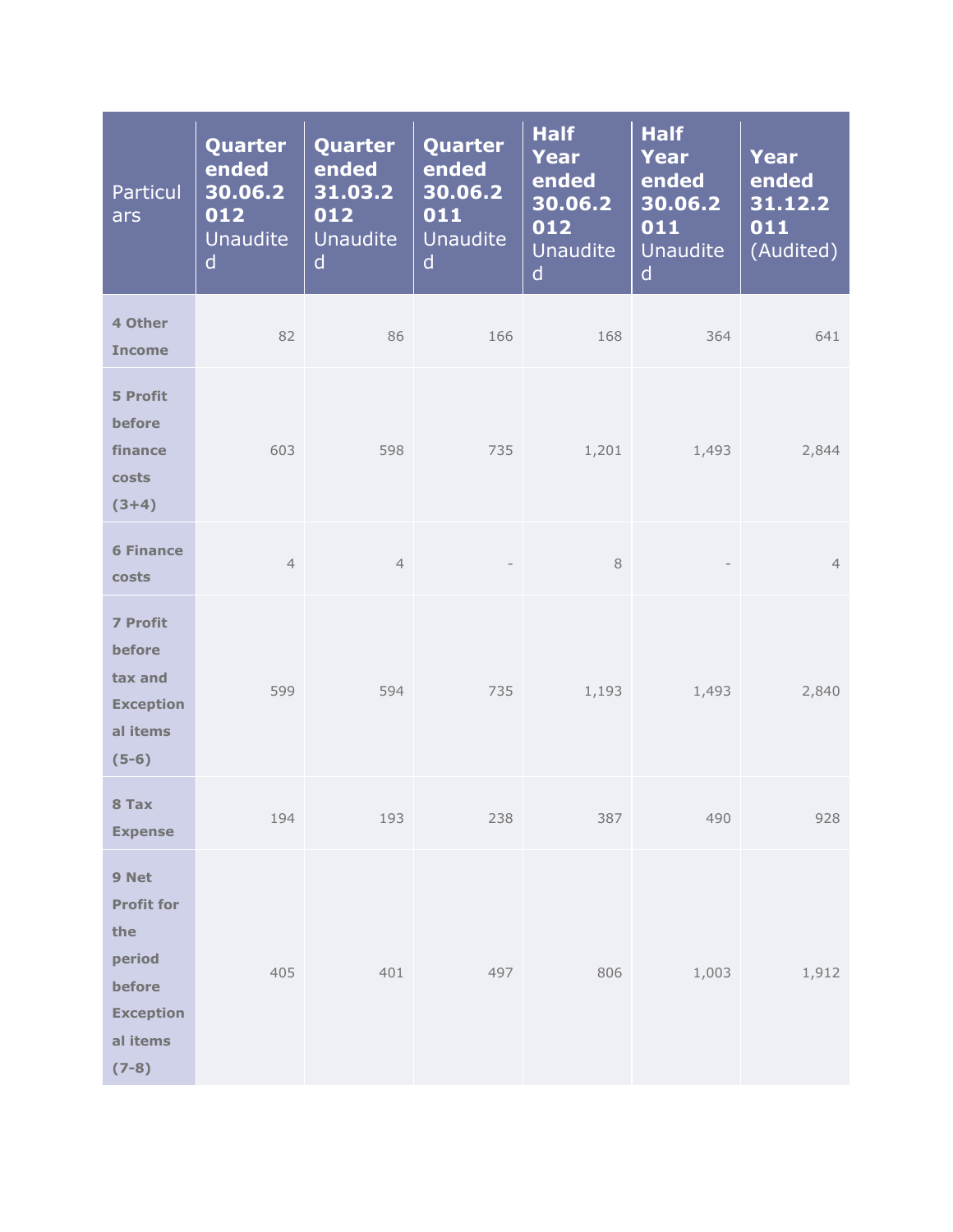| Particulars | Quarter ended 30.06.2012 Unaudited | Quarter ended 31.03.2012 Unaudited | Quarter ended 30.06.2011 Unaudited | Half Year ended 30.06.2012 Unaudited | Half Year ended 30.06.2011 Unaudited | Year ended 31.12.2011 (Audited) |
|---|---|---|---|---|---|---|
| **4 Other Income** | 82 | 86 | 166 | 168 | 364 | 641 |
| **5 Profit before finance costs (3+4)** | 603 | 598 | 735 | 1,201 | 1,493 | 2,844 |
| **6 Finance costs** | 4 | 4 | - | 8 | - | 4 |
| **7 Profit before tax and Exceptional items (5-6)** | 599 | 594 | 735 | 1,193 | 1,493 | 2,840 |
| **8 Tax Expense** | 194 | 193 | 238 | 387 | 490 | 928 |
| **9 Net Profit for the period before Exceptional items (7-8)** | 405 | 401 | 497 | 806 | 1,003 | 1,912 |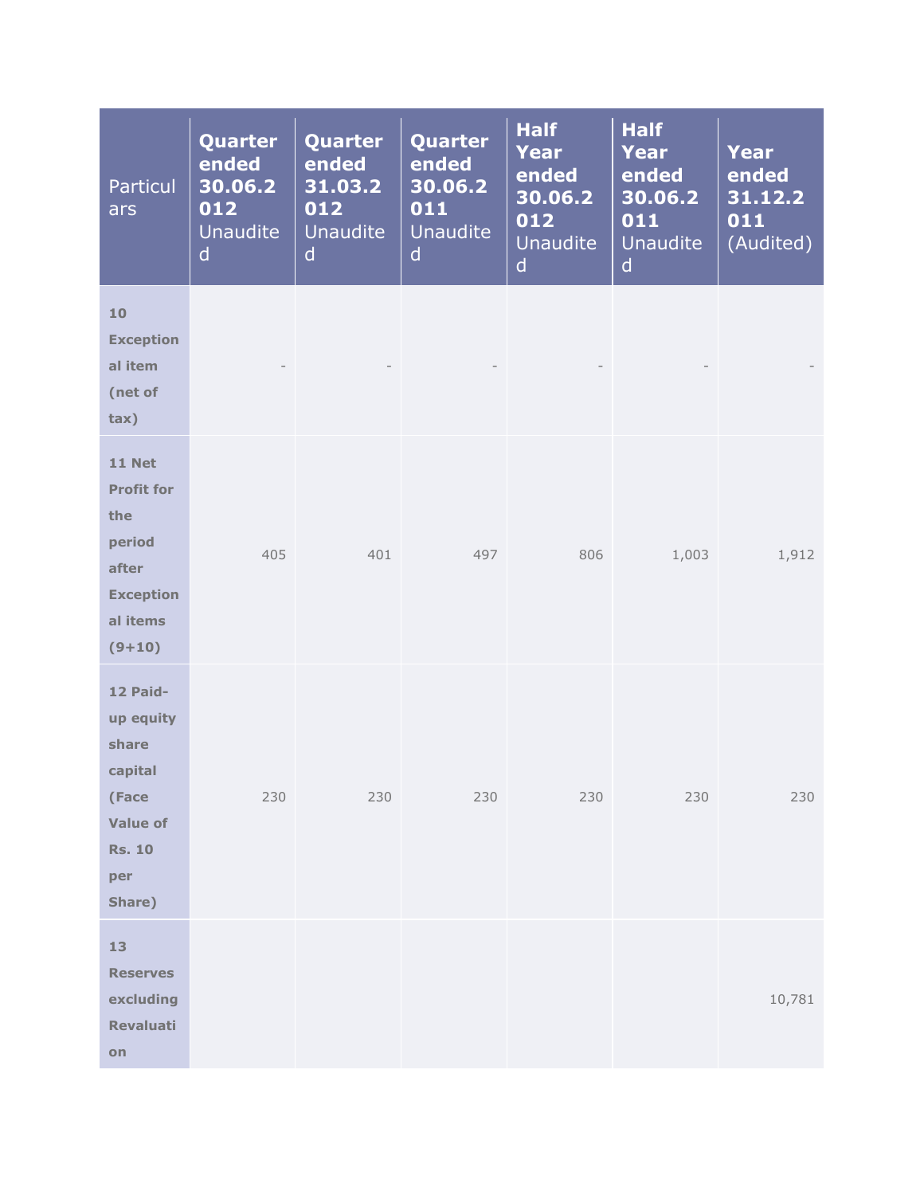| Particulars | **Quarter ended 30.06.2012** Unaudited | **Quarter ended 31.03.2012** Unaudited | **Quarter ended 30.06.2011** Unaudited | **Half Year ended 30.06.2012** Unaudited | **Half Year ended 30.06.2011** Unaudited | **Year ended 31.12.2011** (Audited) |
|---|---|---|---|---|---|---|
| **10 Exceptional item (net of tax)** | - | - | - | - | - | - |
| **11 Net Profit for the period after Exceptional items (9+10)** | 405 | 401 | 497 | 806 | 1,003 | 1,912 |
| **12 Paid-up equity share capital (Face Value of Rs. 10 per Share)** | 230 | 230 | 230 | 230 | 230 | 230 |
| **13 Reserves excluding Revaluation** | | | | | | 10,781 |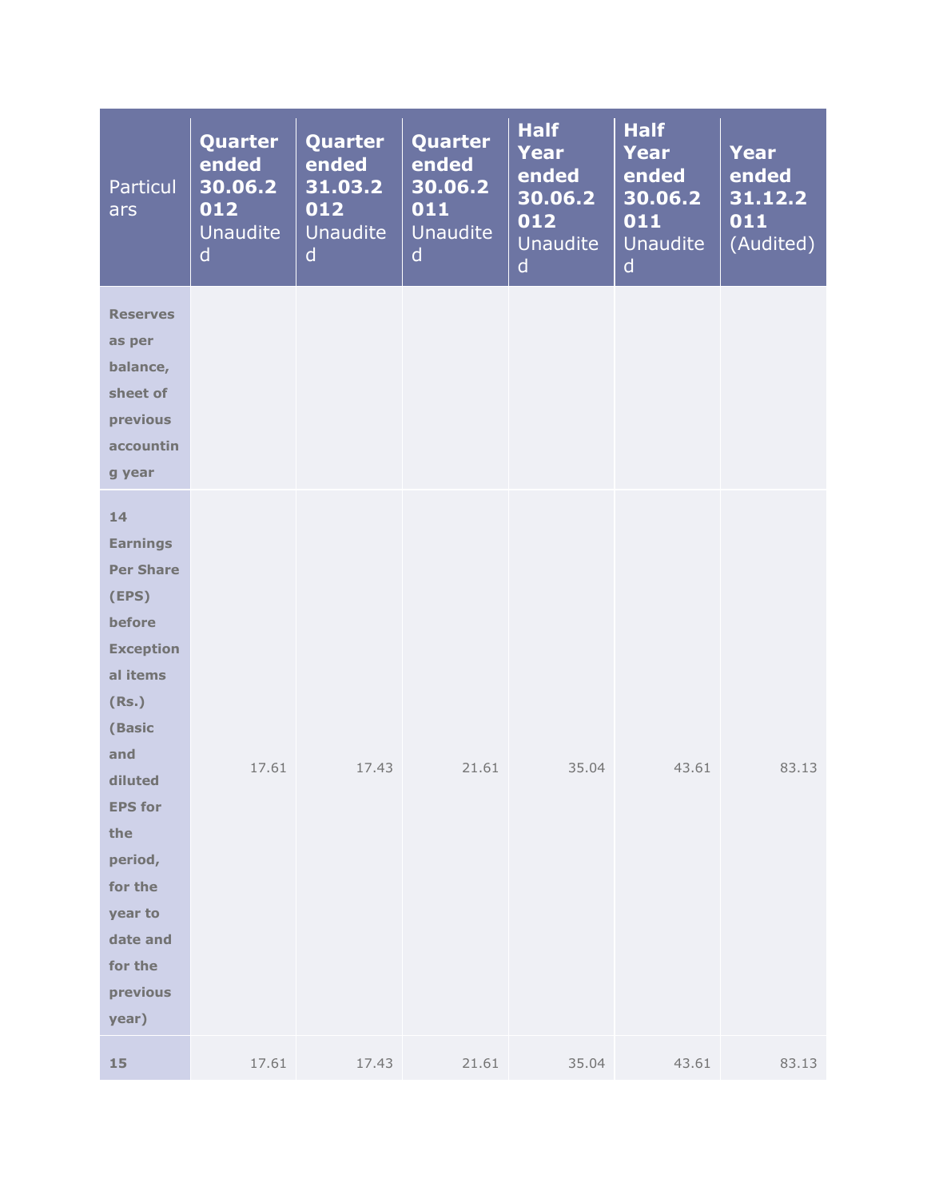| Particulars | Quarter ended 30.06.2012 Unaudited | Quarter ended 31.03.2012 Unaudited | Quarter ended 30.06.2011 Unaudited | Half Year ended 30.06.2012 Unaudited | Half Year ended 30.06.2011 Unaudited | Year ended 31.12.2011 (Audited) |
|---|---|---|---|---|---|---|
| **Reserves as per balance, sheet of previous accounting year** | | | | | | |
| **14 Earnings Per Share (EPS) before Exceptional items (Rs.) (Basic and diluted EPS for the period, for the year to date and for the previous year)** | 17.61 | 17.43 | 21.61 | 35.04 | 43.61 | 83.13 |
| **15** | 17.61 | 17.43 | 21.61 | 35.04 | 43.61 | 83.13 |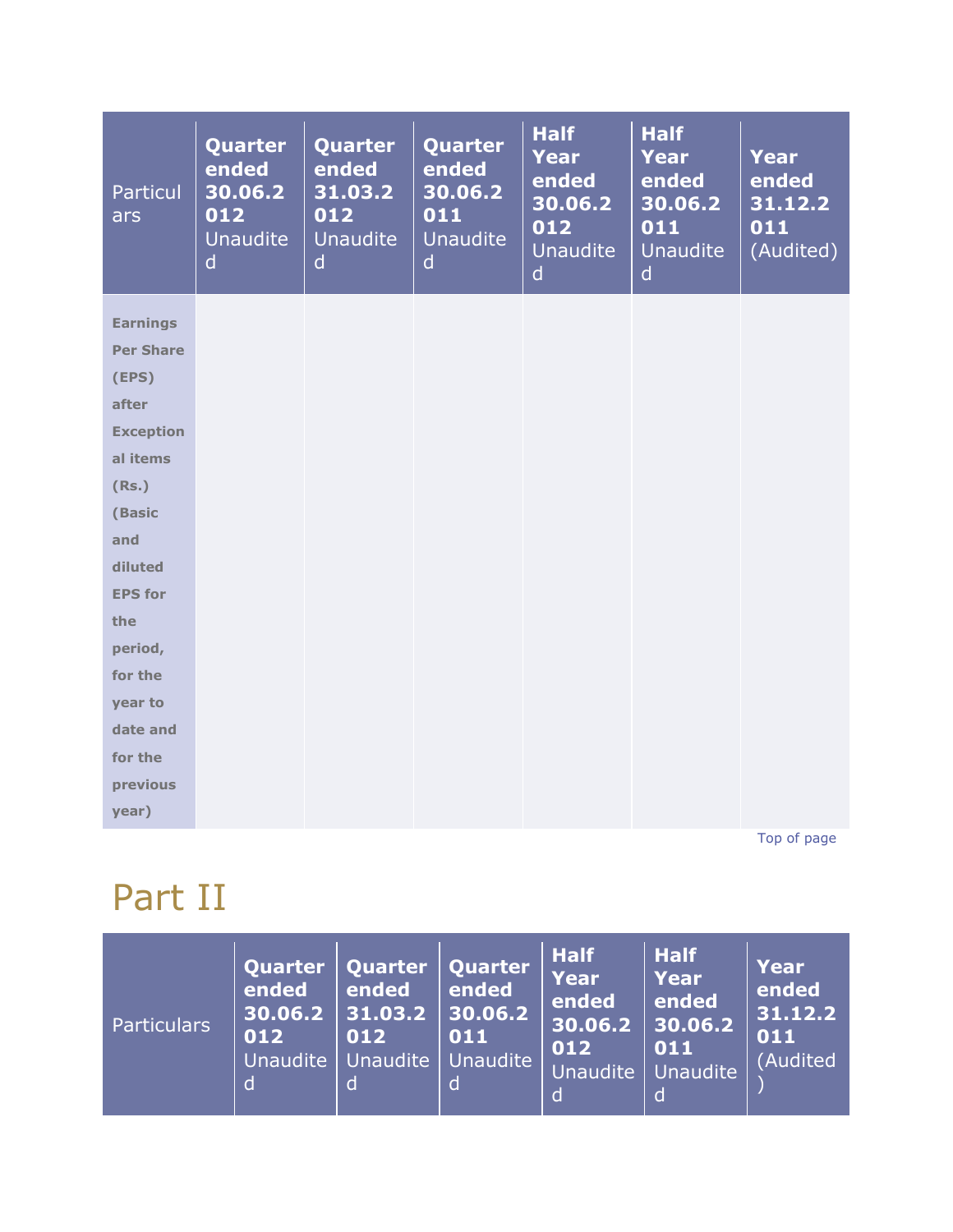| Particulars | Quarter ended 30.06.2012 Unaudited | Quarter ended 31.03.2012 Unaudited | Quarter ended 30.06.2011 Unaudited | Half Year ended 30.06.2012 Unaudited | Half Year ended 30.06.2011 Unaudited | Year ended 31.12.2011 (Audited) |
|---|---|---|---|---|---|---|
| **Earnings Per Share (EPS) after Exceptional items (Rs.) (Basic and diluted EPS for the period, for the year to date and for the previous year)** | | | | | | |

Top of page

# Part II

| Particulars | Quarter ended 30.06.2012 Unaudited | Quarter ended 31.03.2012 Unaudited | Quarter ended 30.06.2011 Unaudited | Half Year ended 30.06.2012 Unaudited | Half Year ended 30.06.2011 Unaudited | Year ended 31.12.2011 (Audited) |
|---|---|---|---|---|---|---|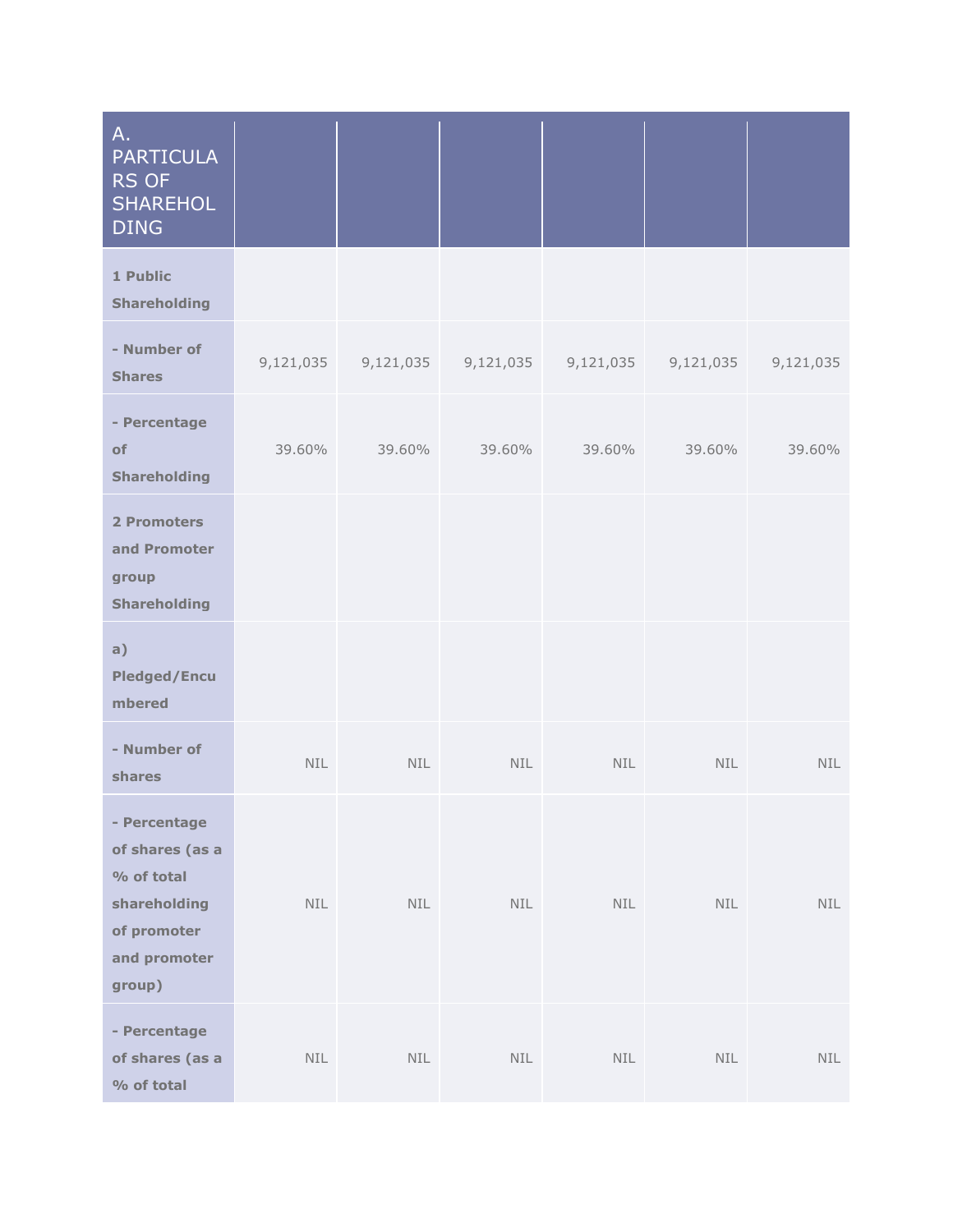| A. PARTICULARS OF SHAREHOLDING | | | | | | |
|---|---|---|---|---|---|---|
| **1 Public Shareholding** | | | | | | |
| **- Number of Shares** | 9,121,035 | 9,121,035 | 9,121,035 | 9,121,035 | 9,121,035 | 9,121,035 |
| **- Percentage of Shareholding** | 39.60% | 39.60% | 39.60% | 39.60% | 39.60% | 39.60% |
| **2 Promoters and Promoter group Shareholding** | | | | | | |
| **a) Pledged/Encumbered** | | | | | | |
| **- Number of shares** | NIL | NIL | NIL | NIL | NIL | NIL |
| **- Percentage of shares (as a % of total shareholding of promoter and promoter group)** | NIL | NIL | NIL | NIL | NIL | NIL |
| **- Percentage of shares (as a % of total** | NIL | NIL | NIL | NIL | NIL | NIL |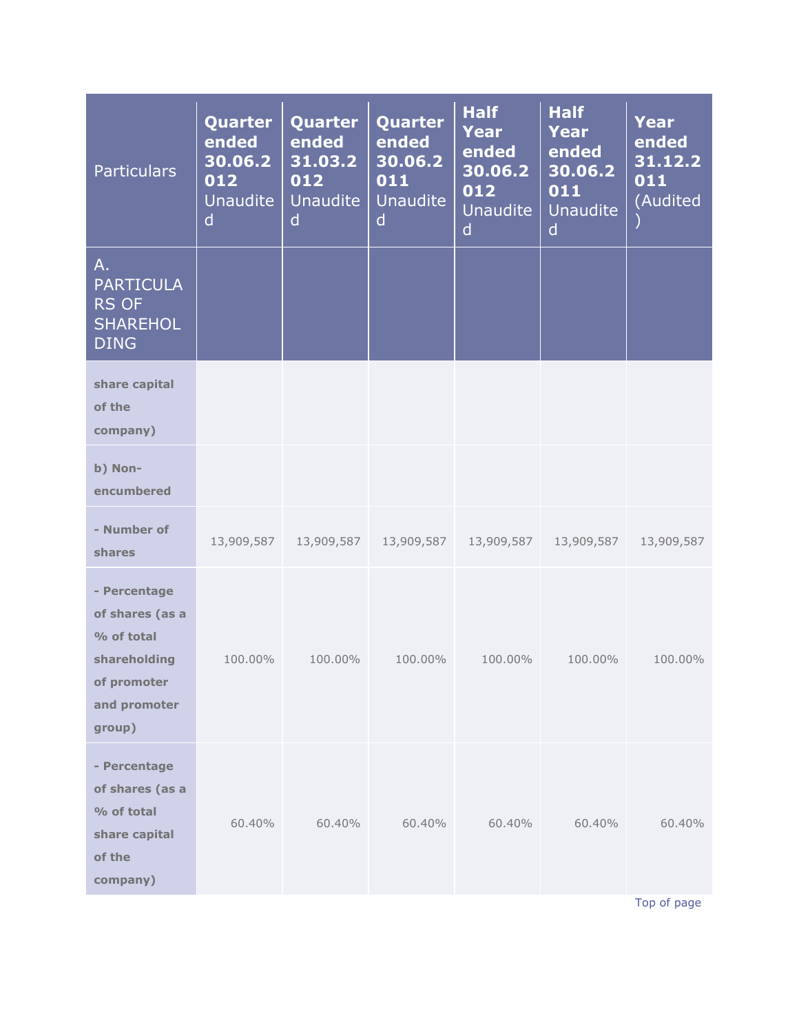| Particulars | Quarter ended 30.06.2012 Unaudited | Quarter ended 31.03.2012 Unaudited | Quarter ended 30.06.2011 Unaudited | Half Year ended 30.06.2012 Unaudited | Half Year ended 30.06.2011 Unaudited | Year ended 31.12.2011 (Audited) |
|---|---|---|---|---|---|---|
| A. PARTICULARS OF SHAREHOLDING | | | | | | |
| **share capital of the company)** | | | | | | |
| **b) Non-encumbered** | | | | | | |
| **- Number of shares** | 13,909,587 | 13,909,587 | 13,909,587 | 13,909,587 | 13,909,587 | 13,909,587 |
| **- Percentage of shares (as a % of total shareholding of promoter and promoter group)** | 100.00% | 100.00% | 100.00% | 100.00% | 100.00% | 100.00% |
| **- Percentage of shares (as a % of total share capital of the company)** | 60.40% | 60.40% | 60.40% | 60.40% | 60.40% | 60.40% |

Top of page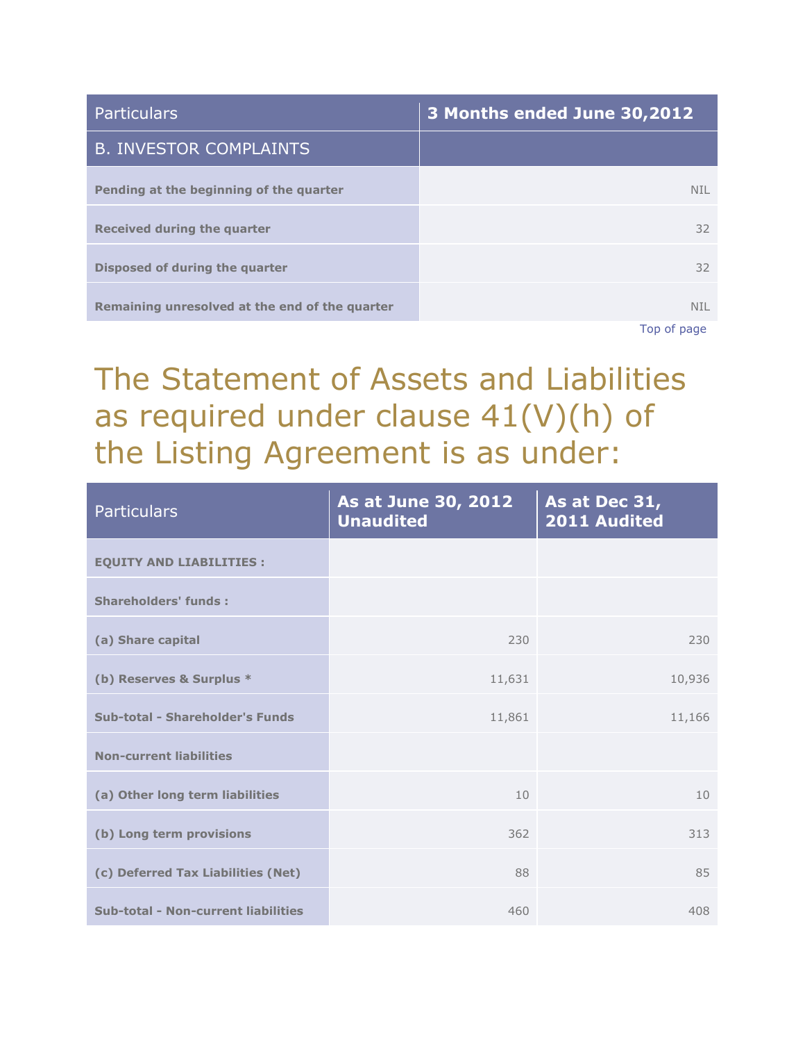| Particulars | 3 Months ended June 30,2012 |
|---|---|
| B. INVESTOR COMPLAINTS | |
| **Pending at the beginning of the quarter** | NIL |
| **Received during the quarter** | 32 |
| **Disposed of during the quarter** | 32 |
| **Remaining unresolved at the end of the quarter** | NIL |

Top of page

# The Statement of Assets and Liabilities as required under clause 41(V)(h) of the Listing Agreement is as under:

| Particulars | As at June 30, 2012 Unaudited | As at Dec 31, 2011 Audited |
|---|---|---|
| **EQUITY AND LIABILITIES :** | | |
| **Shareholders' funds :** | | |
| **(a) Share capital** | 230 | 230 |
| **(b) Reserves & Surplus *** | 11,631 | 10,936 |
| **Sub-total - Shareholder's Funds** | 11,861 | 11,166 |
| **Non-current liabilities** | | |
| **(a) Other long term liabilities** | 10 | 10 |
| **(b) Long term provisions** | 362 | 313 |
| **(c) Deferred Tax Liabilities (Net)** | 88 | 85 |
| **Sub-total - Non-current liabilities** | 460 | 408 |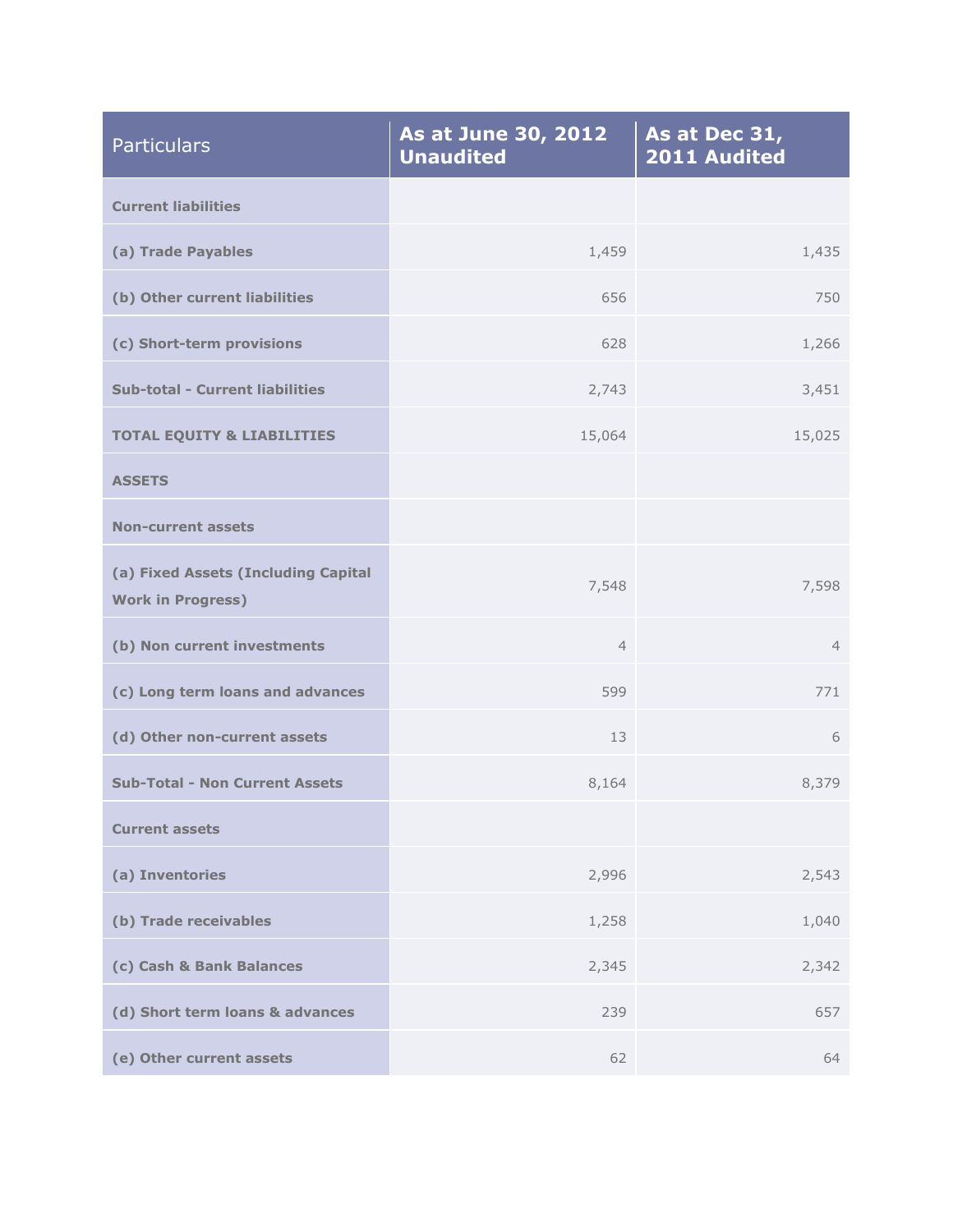| Particulars | As at June 30, 2012 Unaudited | As at Dec 31, 2011 Audited |
| --- | --- | --- |
| **Current liabilities** | | |
| **(a) Trade Payables** | 1,459 | 1,435 |
| **(b) Other current liabilities** | 656 | 750 |
| **(c) Short-term provisions** | 628 | 1,266 |
| **Sub-total - Current liabilities** | 2,743 | 3,451 |
| **TOTAL EQUITY & LIABILITIES** | 15,064 | 15,025 |
| **ASSETS** | | |
| **Non-current assets** | | |
| **(a) Fixed Assets (Including Capital Work in Progress)** | 7,548 | 7,598 |
| **(b) Non current investments** | 4 | 4 |
| **(c) Long term loans and advances** | 599 | 771 |
| **(d) Other non-current assets** | 13 | 6 |
| **Sub-Total - Non Current Assets** | 8,164 | 8,379 |
| **Current assets** | | |
| **(a) Inventories** | 2,996 | 2,543 |
| **(b) Trade receivables** | 1,258 | 1,040 |
| **(c) Cash & Bank Balances** | 2,345 | 2,342 |
| **(d) Short term loans & advances** | 239 | 657 |
| **(e) Other current assets** | 62 | 64 |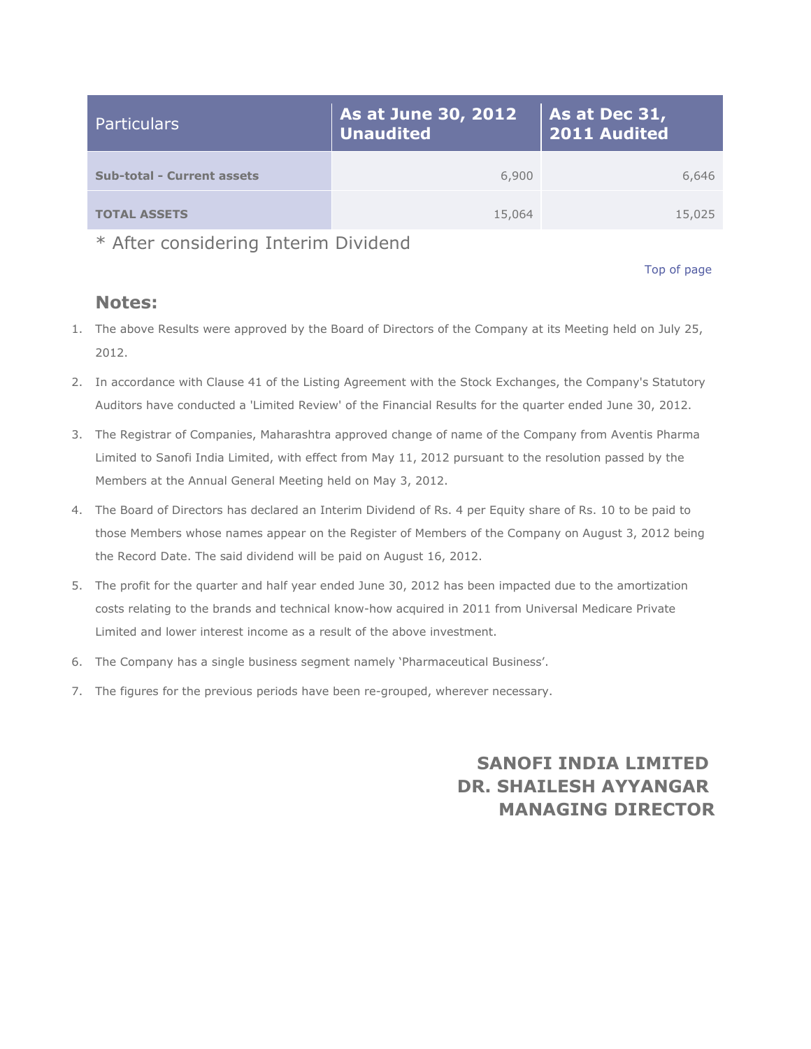| Particulars | As at June 30, 2012 Unaudited | As at Dec 31, 2011 Audited |
| --- | --- | --- |
| **Sub-total - Current assets** | 6,900 | 6,646 |
| **TOTAL ASSETS** | 15,064 | 15,025 |

* After considering Interim Dividend

Top of page

## Notes:

1. The above Results were approved by the Board of Directors of the Company at its Meeting held on July 25, 2012.
2. In accordance with Clause 41 of the Listing Agreement with the Stock Exchanges, the Company's Statutory Auditors have conducted a 'Limited Review' of the Financial Results for the quarter ended June 30, 2012.
3. The Registrar of Companies, Maharashtra approved change of name of the Company from Aventis Pharma Limited to Sanofi India Limited, with effect from May 11, 2012 pursuant to the resolution passed by the Members at the Annual General Meeting held on May 3, 2012.
4. The Board of Directors has declared an Interim Dividend of Rs. 4 per Equity share of Rs. 10 to be paid to those Members whose names appear on the Register of Members of the Company on August 3, 2012 being the Record Date. The said dividend will be paid on August 16, 2012.
5. The profit for the quarter and half year ended June 30, 2012 has been impacted due to the amortization costs relating to the brands and technical know-how acquired in 2011 from Universal Medicare Private Limited and lower interest income as a result of the above investment.
6. The Company has a single business segment namely 'Pharmaceutical Business'.
7. The figures for the previous periods have been re-grouped, wherever necessary.

**SANOFI INDIA LIMITED**
**DR. SHAILESH AYYANGAR**
**MANAGING DIRECTOR**